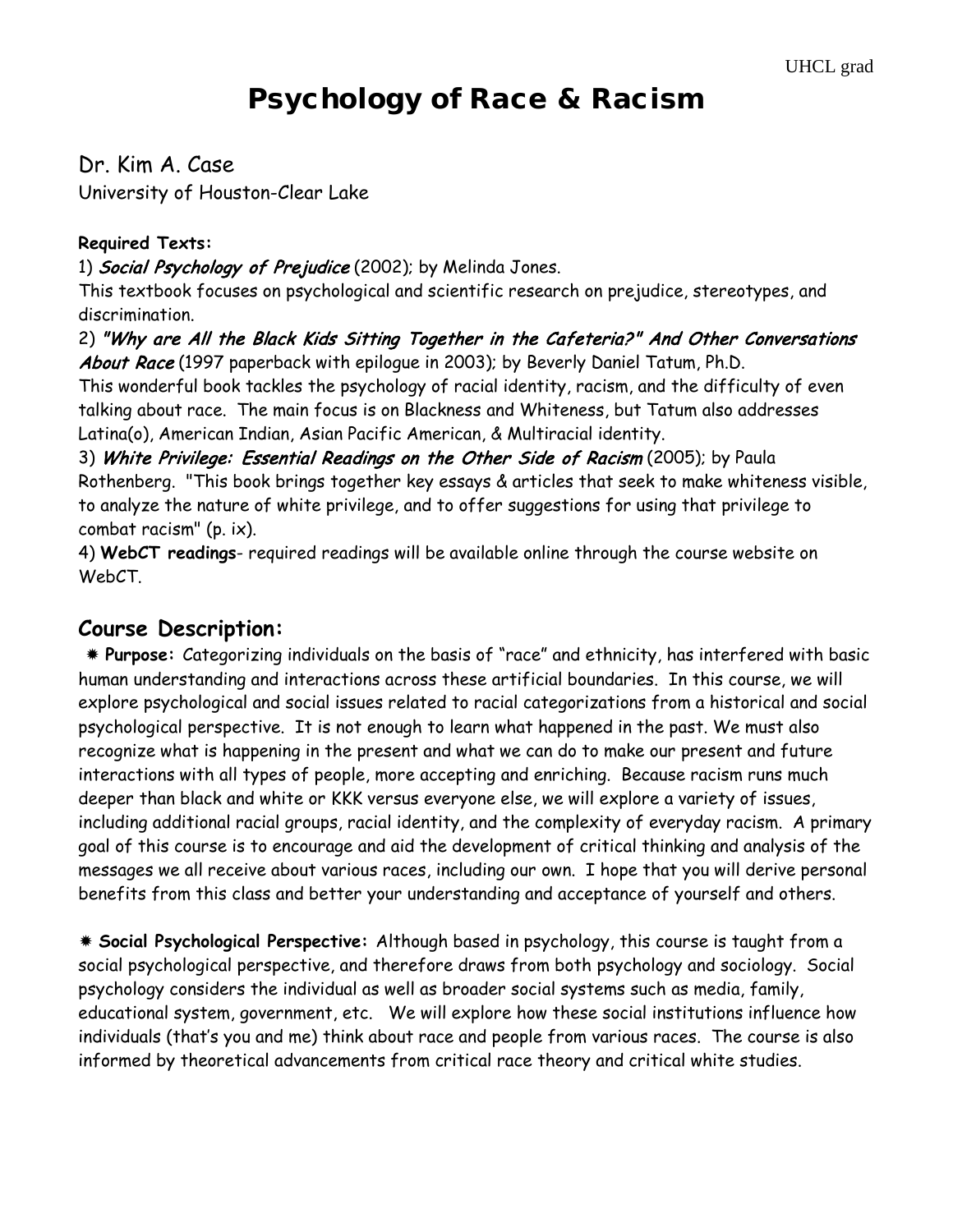UHCL grad

# Psychology of Race & Racism

Dr. Kim A. Case
University of Houston-Clear Lake

**Required Texts:**

1) ***Social Psychology of Prejudice*** (2002); by Melinda Jones.
This textbook focuses on psychological and scientific research on prejudice, stereotypes, and discrimination.

2) ***"Why are All the Black Kids Sitting Together in the Cafeteria?" And Other Conversations About Race*** (1997 paperback with epilogue in 2003); by Beverly Daniel Tatum, Ph.D.
This wonderful book tackles the psychology of racial identity, racism, and the difficulty of even talking about race. The main focus is on Blackness and Whiteness, but Tatum also addresses Latina(o), American Indian, Asian Pacific American, & Multiracial identity.

3) ***White Privilege: Essential Readings on the Other Side of Racism*** (2005); by Paula Rothenberg. "This book brings together key essays & articles that seek to make whiteness visible, to analyze the nature of white privilege, and to offer suggestions for using that privilege to combat racism" (p. ix).

4) **WebCT readings**- required readings will be available online through the course website on WebCT.

## Course Description:

✷ **Purpose:** Categorizing individuals on the basis of "race" and ethnicity, has interfered with basic human understanding and interactions across these artificial boundaries. In this course, we will explore psychological and social issues related to racial categorizations from a historical and social psychological perspective. It is not enough to learn what happened in the past. We must also recognize what is happening in the present and what we can do to make our present and future interactions with all types of people, more accepting and enriching. Because racism runs much deeper than black and white or KKK versus everyone else, we will explore a variety of issues, including additional racial groups, racial identity, and the complexity of everyday racism. A primary goal of this course is to encourage and aid the development of critical thinking and analysis of the messages we all receive about various races, including our own. I hope that you will derive personal benefits from this class and better your understanding and acceptance of yourself and others.

✷ **Social Psychological Perspective:** Although based in psychology, this course is taught from a social psychological perspective, and therefore draws from both psychology and sociology. Social psychology considers the individual as well as broader social systems such as media, family, educational system, government, etc. We will explore how these social institutions influence how individuals (that's you and me) think about race and people from various races. The course is also informed by theoretical advancements from critical race theory and critical white studies.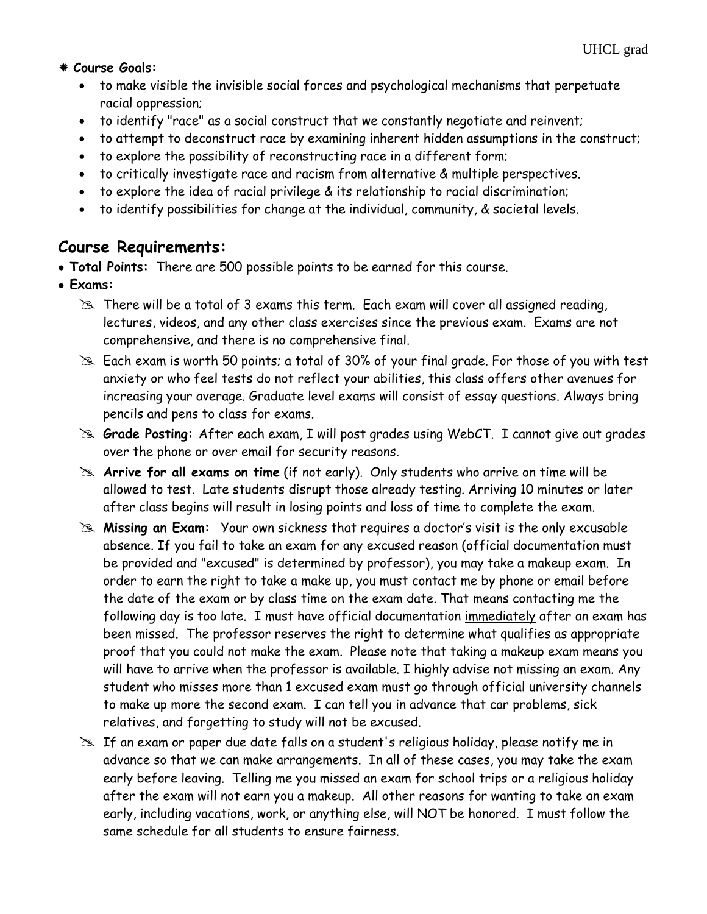**Course Goals:**

- to make visible the invisible social forces and psychological mechanisms that perpetuate racial oppression;
- to identify "race" as a social construct that we constantly negotiate and reinvent;
- to attempt to deconstruct race by examining inherent hidden assumptions in the construct;
- to explore the possibility of reconstructing race in a different form;
- to critically investigate race and racism from alternative & multiple perspectives.
- to explore the idea of racial privilege & its relationship to racial discrimination;
- to identify possibilities for change at the individual, community, & societal levels.

## Course Requirements:

- **Total Points:** There are 500 possible points to be earned for this course.
- **Exams:**
  - There will be a total of 3 exams this term. Each exam will cover all assigned reading, lectures, videos, and any other class exercises since the previous exam. Exams are not comprehensive, and there is no comprehensive final.
  - Each exam is worth 50 points; a total of 30% of your final grade. For those of you with test anxiety or who feel tests do not reflect your abilities, this class offers other avenues for increasing your average. Graduate level exams will consist of essay questions. Always bring pencils and pens to class for exams.
  - **Grade Posting:** After each exam, I will post grades using WebCT. I cannot give out grades over the phone or over email for security reasons.
  - **Arrive for all exams on time** (if not early). Only students who arrive on time will be allowed to test. Late students disrupt those already testing. Arriving 10 minutes or later after class begins will result in losing points and loss of time to complete the exam.
  - **Missing an Exam:** Your own sickness that requires a doctor's visit is the only excusable absence. If you fail to take an exam for any excused reason (official documentation must be provided and "excused" is determined by professor), you may take a makeup exam. In order to earn the right to take a make up, you must contact me by phone or email before the date of the exam or by class time on the exam date. That means contacting me the following day is too late. I must have official documentation immediately after an exam has been missed. The professor reserves the right to determine what qualifies as appropriate proof that you could not make the exam. Please note that taking a makeup exam means you will have to arrive when the professor is available. I highly advise not missing an exam. Any student who misses more than 1 excused exam must go through official university channels to make up more the second exam. I can tell you in advance that car problems, sick relatives, and forgetting to study will not be excused.
  - If an exam or paper due date falls on a student's religious holiday, please notify me in advance so that we can make arrangements. In all of these cases, you may take the exam early before leaving. Telling me you missed an exam for school trips or a religious holiday after the exam will not earn you a makeup. All other reasons for wanting to take an exam early, including vacations, work, or anything else, will NOT be honored. I must follow the same schedule for all students to ensure fairness.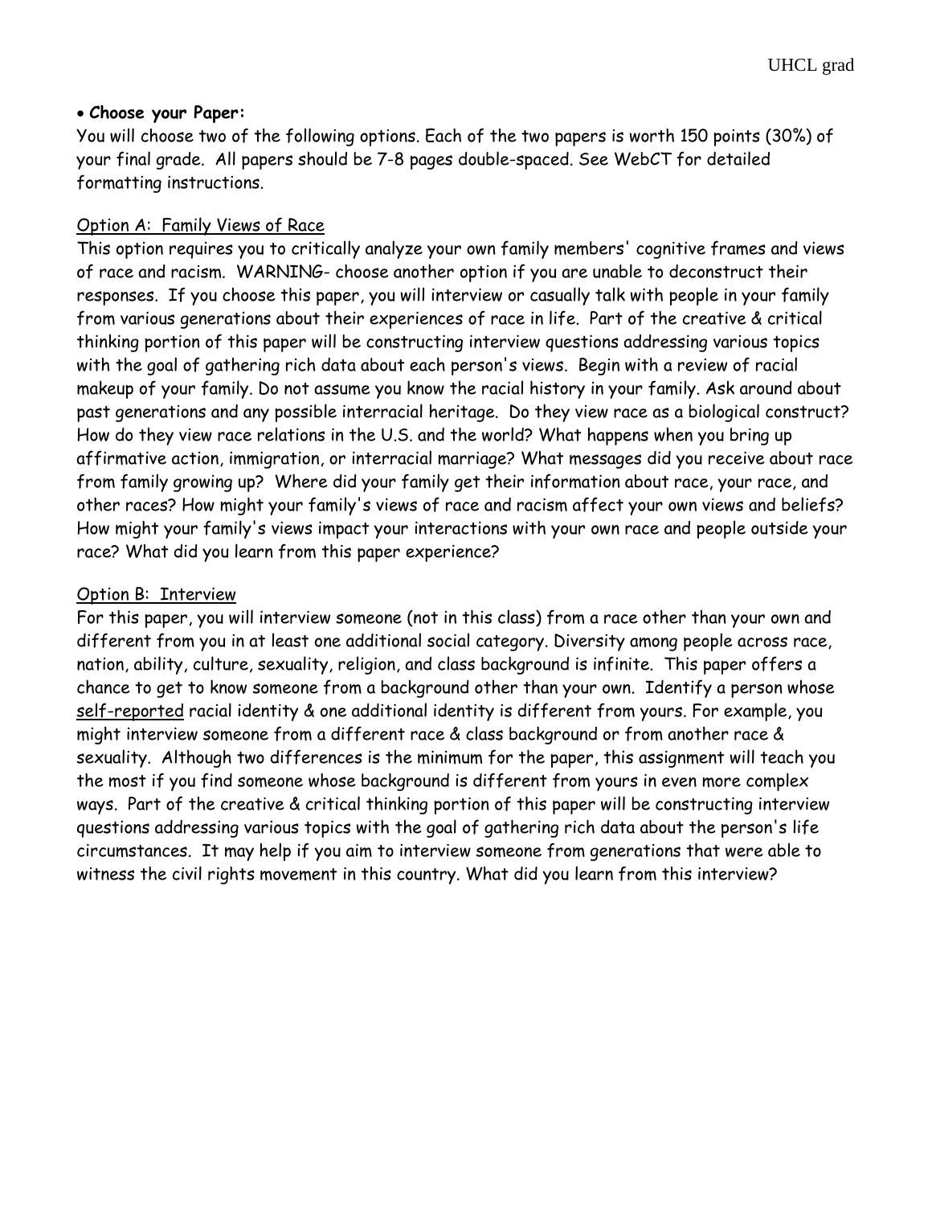- **Choose your Paper:**

You will choose two of the following options. Each of the two papers is worth 150 points (30%) of your final grade. All papers should be 7-8 pages double-spaced. See WebCT for detailed formatting instructions.

Option A: Family Views of Race

This option requires you to critically analyze your own family members' cognitive frames and views of race and racism. WARNING- choose another option if you are unable to deconstruct their responses. If you choose this paper, you will interview or casually talk with people in your family from various generations about their experiences of race in life. Part of the creative & critical thinking portion of this paper will be constructing interview questions addressing various topics with the goal of gathering rich data about each person's views. Begin with a review of racial makeup of your family. Do not assume you know the racial history in your family. Ask around about past generations and any possible interracial heritage. Do they view race as a biological construct? How do they view race relations in the U.S. and the world? What happens when you bring up affirmative action, immigration, or interracial marriage? What messages did you receive about race from family growing up? Where did your family get their information about race, your race, and other races? How might your family's views of race and racism affect your own views and beliefs? How might your family's views impact your interactions with your own race and people outside your race? What did you learn from this paper experience?

Option B: Interview

For this paper, you will interview someone (not in this class) from a race other than your own and different from you in at least one additional social category. Diversity among people across race, nation, ability, culture, sexuality, religion, and class background is infinite. This paper offers a chance to get to know someone from a background other than your own. Identify a person whose self-reported racial identity & one additional identity is different from yours. For example, you might interview someone from a different race & class background or from another race & sexuality. Although two differences is the minimum for the paper, this assignment will teach you the most if you find someone whose background is different from yours in even more complex ways. Part of the creative & critical thinking portion of this paper will be constructing interview questions addressing various topics with the goal of gathering rich data about the person's life circumstances. It may help if you aim to interview someone from generations that were able to witness the civil rights movement in this country. What did you learn from this interview?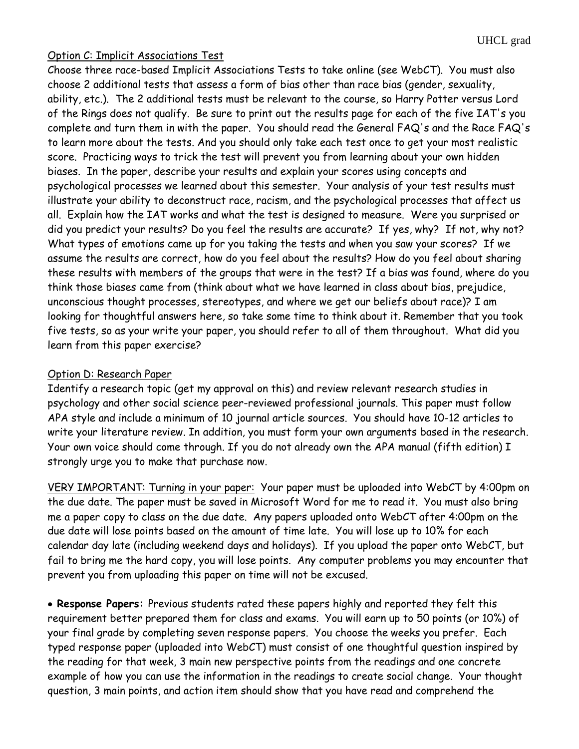Option C: Implicit Associations Test

Choose three race-based Implicit Associations Tests to take online (see WebCT). You must also choose 2 additional tests that assess a form of bias other than race bias (gender, sexuality, ability, etc.). The 2 additional tests must be relevant to the course, so Harry Potter versus Lord of the Rings does not qualify. Be sure to print out the results page for each of the five IAT's you complete and turn them in with the paper. You should read the General FAQ's and the Race FAQ's to learn more about the tests. And you should only take each test once to get your most realistic score. Practicing ways to trick the test will prevent you from learning about your own hidden biases. In the paper, describe your results and explain your scores using concepts and psychological processes we learned about this semester. Your analysis of your test results must illustrate your ability to deconstruct race, racism, and the psychological processes that affect us all. Explain how the IAT works and what the test is designed to measure. Were you surprised or did you predict your results? Do you feel the results are accurate? If yes, why? If not, why not? What types of emotions came up for you taking the tests and when you saw your scores? If we assume the results are correct, how do you feel about the results? How do you feel about sharing these results with members of the groups that were in the test? If a bias was found, where do you think those biases came from (think about what we have learned in class about bias, prejudice, unconscious thought processes, stereotypes, and where we get our beliefs about race)? I am looking for thoughtful answers here, so take some time to think about it. Remember that you took five tests, so as your write your paper, you should refer to all of them throughout. What did you learn from this paper exercise?

Option D: Research Paper

Identify a research topic (get my approval on this) and review relevant research studies in psychology and other social science peer-reviewed professional journals. This paper must follow APA style and include a minimum of 10 journal article sources. You should have 10-12 articles to write your literature review. In addition, you must form your own arguments based in the research. Your own voice should come through. If you do not already own the APA manual (fifth edition) I strongly urge you to make that purchase now.

VERY IMPORTANT: Turning in your paper: Your paper must be uploaded into WebCT by 4:00pm on the due date. The paper must be saved in Microsoft Word for me to read it. You must also bring me a paper copy to class on the due date. Any papers uploaded onto WebCT after 4:00pm on the due date will lose points based on the amount of time late. You will lose up to 10% for each calendar day late (including weekend days and holidays). If you upload the paper onto WebCT, but fail to bring me the hard copy, you will lose points. Any computer problems you may encounter that prevent you from uploading this paper on time will not be excused.

- **Response Papers:** Previous students rated these papers highly and reported they felt this requirement better prepared them for class and exams. You will earn up to 50 points (or 10%) of your final grade by completing seven response papers. You choose the weeks you prefer. Each typed response paper (uploaded into WebCT) must consist of one thoughtful question inspired by the reading for that week, 3 main new perspective points from the readings and one concrete example of how you can use the information in the readings to create social change. Your thought question, 3 main points, and action item should show that you have read and comprehend the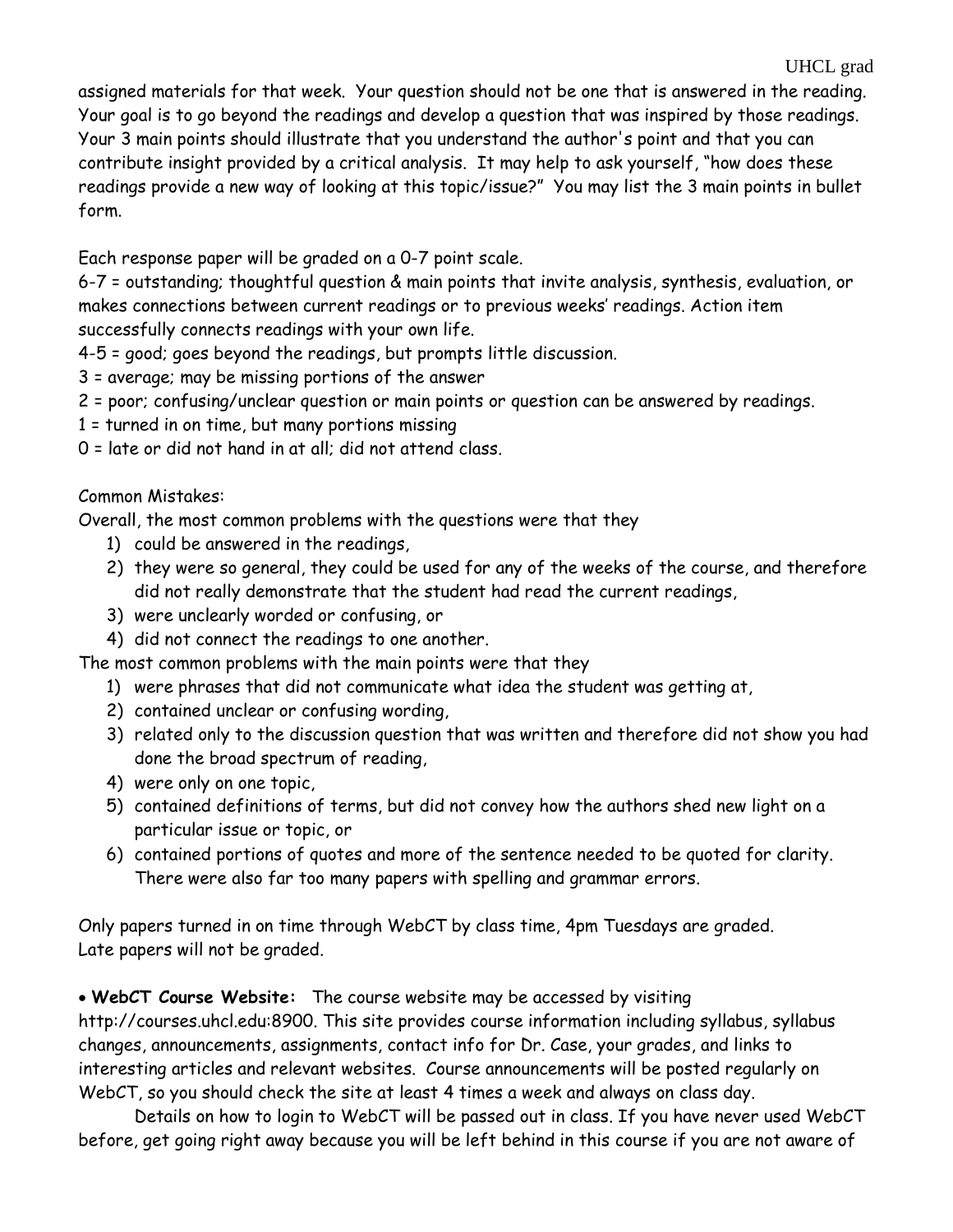assigned materials for that week. Your question should not be one that is answered in the reading. Your goal is to go beyond the readings and develop a question that was inspired by those readings. Your 3 main points should illustrate that you understand the author's point and that you can contribute insight provided by a critical analysis. It may help to ask yourself, "how does these readings provide a new way of looking at this topic/issue?" You may list the 3 main points in bullet form.

Each response paper will be graded on a 0-7 point scale.
6-7 = outstanding; thoughtful question & main points that invite analysis, synthesis, evaluation, or makes connections between current readings or to previous weeks' readings. Action item successfully connects readings with your own life.
4-5 = good; goes beyond the readings, but prompts little discussion.
3 = average; may be missing portions of the answer
2 = poor; confusing/unclear question or main points or question can be answered by readings.
1 = turned in on time, but many portions missing
0 = late or did not hand in at all; did not attend class.

Common Mistakes:
Overall, the most common problems with the questions were that they

1) could be answered in the readings,
2) they were so general, they could be used for any of the weeks of the course, and therefore did not really demonstrate that the student had read the current readings,
3) were unclearly worded or confusing, or
4) did not connect the readings to one another.

The most common problems with the main points were that they

1) were phrases that did not communicate what idea the student was getting at,
2) contained unclear or confusing wording,
3) related only to the discussion question that was written and therefore did not show you had done the broad spectrum of reading,
4) were only on one topic,
5) contained definitions of terms, but did not convey how the authors shed new light on a particular issue or topic, or
6) contained portions of quotes and more of the sentence needed to be quoted for clarity. There were also far too many papers with spelling and grammar errors.

Only papers turned in on time through WebCT by class time, 4pm Tuesdays are graded.
Late papers will not be graded.

- **WebCT Course Website:** The course website may be accessed by visiting http://courses.uhcl.edu:8900. This site provides course information including syllabus, syllabus changes, announcements, assignments, contact info for Dr. Case, your grades, and links to interesting articles and relevant websites. Course announcements will be posted regularly on WebCT, so you should check the site at least 4 times a week and always on class day.

Details on how to login to WebCT will be passed out in class. If you have never used WebCT before, get going right away because you will be left behind in this course if you are not aware of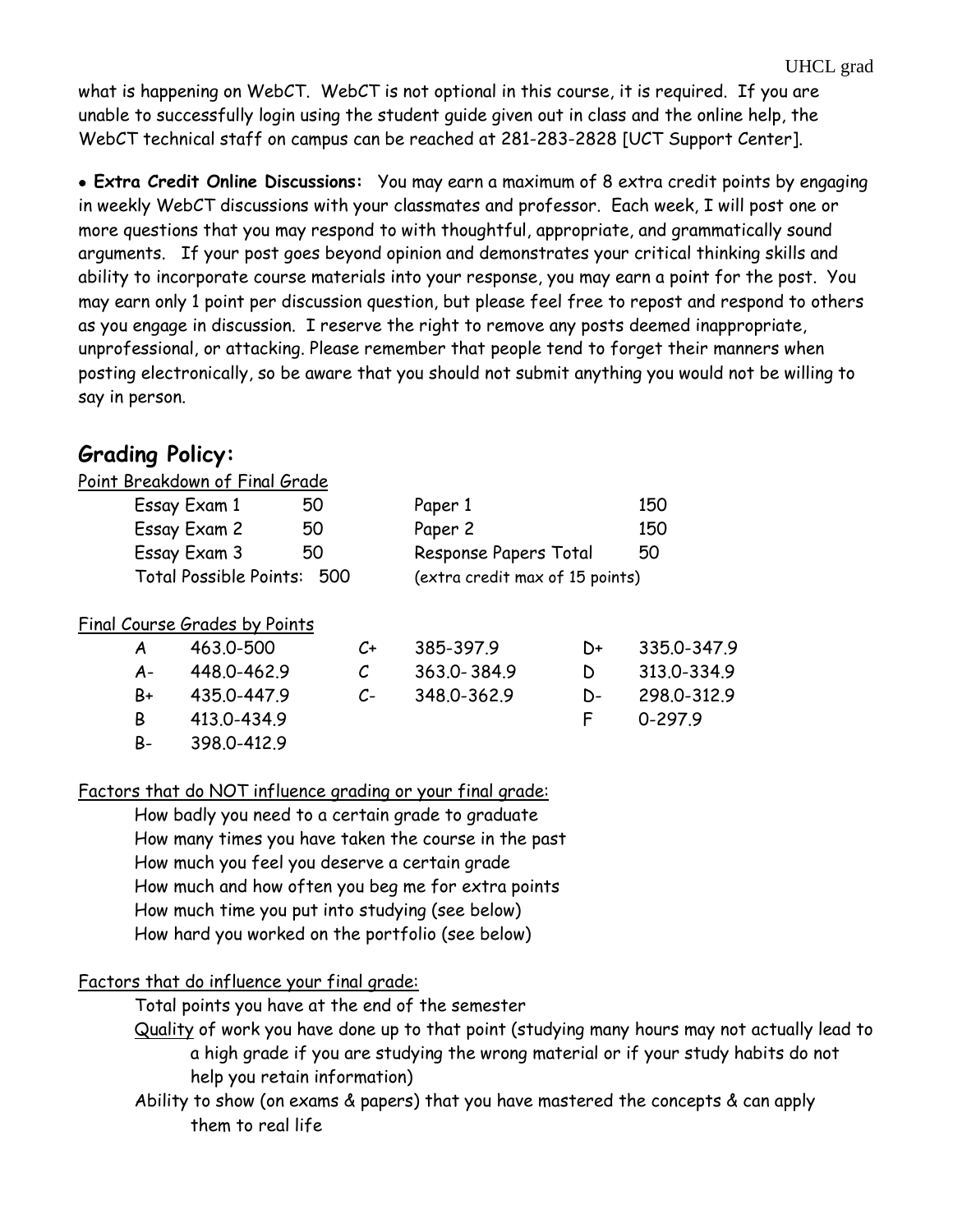what is happening on WebCT. WebCT is not optional in this course, it is required. If you are unable to successfully login using the student guide given out in class and the online help, the WebCT technical staff on campus can be reached at 281-283-2828 [UCT Support Center].

- **Extra Credit Online Discussions:** You may earn a maximum of 8 extra credit points by engaging in weekly WebCT discussions with your classmates and professor. Each week, I will post one or more questions that you may respond to with thoughtful, appropriate, and grammatically sound arguments. If your post goes beyond opinion and demonstrates your critical thinking skills and ability to incorporate course materials into your response, you may earn a point for the post. You may earn only 1 point per discussion question, but please feel free to repost and respond to others as you engage in discussion. I reserve the right to remove any posts deemed inappropriate, unprofessional, or attacking. Please remember that people tend to forget their manners when posting electronically, so be aware that you should not submit anything you would not be willing to say in person.

## Grading Policy:

<u>Point Breakdown of Final Grade</u>

| | | | |
|---|---|---|---|
| Essay Exam 1 | 50 | Paper 1 | 150 |
| Essay Exam 2 | 50 | Paper 2 | 150 |
| Essay Exam 3 | 50 | Response Papers Total | 50 |
| Total Possible Points: 500 | | (extra credit max of 15 points) | |

<u>Final Course Grades by Points</u>

| | | | | | |
|---|---|---|---|---|---|
| A | 463.0-500 | C+ | 385-397.9 | D+ | 335.0-347.9 |
| A- | 448.0-462.9 | C | 363.0-384.9 | D | 313.0-334.9 |
| B+ | 435.0-447.9 | C- | 348.0-362.9 | D- | 298.0-312.9 |
| B | 413.0-434.9 | | | F | 0-297.9 |
| B- | 398.0-412.9 | | | | |

<u>Factors that do NOT influence grading or your final grade:</u>

How badly you need to a certain grade to graduate
How many times you have taken the course in the past
How much you feel you deserve a certain grade
How much and how often you beg me for extra points
How much time you put into studying (see below)
How hard you worked on the portfolio (see below)

<u>Factors that do influence your final grade:</u>

Total points you have at the end of the semester
<u>Quality</u> of work you have done up to that point (studying many hours may not actually lead to a high grade if you are studying the wrong material or if your study habits do not help you retain information)
Ability to show (on exams & papers) that you have mastered the concepts & can apply them to real life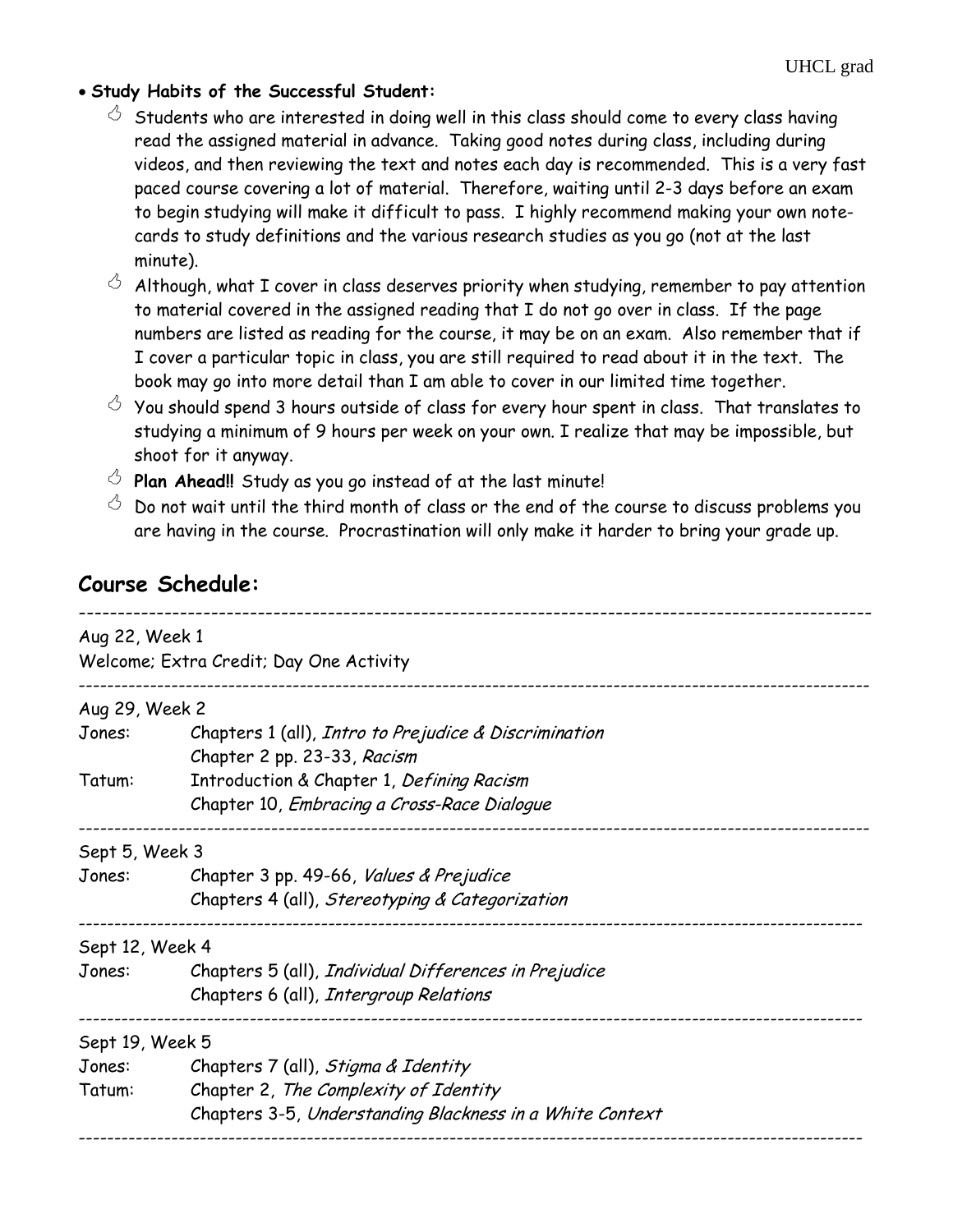- **Study Habits of the Successful Student:**
  - Students who are interested in doing well in this class should come to every class having read the assigned material in advance. Taking good notes during class, including during videos, and then reviewing the text and notes each day is recommended. This is a very fast paced course covering a lot of material. Therefore, waiting until 2-3 days before an exam to begin studying will make it difficult to pass. I highly recommend making your own note-cards to study definitions and the various research studies as you go (not at the last minute).
  - Although, what I cover in class deserves priority when studying, remember to pay attention to material covered in the assigned reading that I do not go over in class. If the page numbers are listed as reading for the course, it may be on an exam. Also remember that if I cover a particular topic in class, you are still required to read about it in the text. The book may go into more detail than I am able to cover in our limited time together.
  - You should spend 3 hours outside of class for every hour spent in class. That translates to studying a minimum of 9 hours per week on your own. I realize that may be impossible, but shoot for it anyway.
  - **Plan Ahead!!** Study as you go instead of at the last minute!
  - Do not wait until the third month of class or the end of the course to discuss problems you are having in the course. Procrastination will only make it harder to bring your grade up.

## Course Schedule:

---

Aug 22, Week 1
Welcome; Extra Credit; Day One Activity

---

Aug 29, Week 2
Jones: Chapters 1 (all), *Intro to Prejudice & Discrimination*
Chapter 2 pp. 23-33, *Racism*
Tatum: Introduction & Chapter 1, *Defining Racism*
Chapter 10, *Embracing a Cross-Race Dialogue*

---

Sept 5, Week 3
Jones: Chapter 3 pp. 49-66, *Values & Prejudice*
Chapters 4 (all), *Stereotyping & Categorization*

---

Sept 12, Week 4
Jones: Chapters 5 (all), *Individual Differences in Prejudice*
Chapters 6 (all), *Intergroup Relations*

---

Sept 19, Week 5
Jones: Chapters 7 (all), *Stigma & Identity*
Tatum: Chapter 2, *The Complexity of Identity*
Chapters 3-5, *Understanding Blackness in a White Context*

---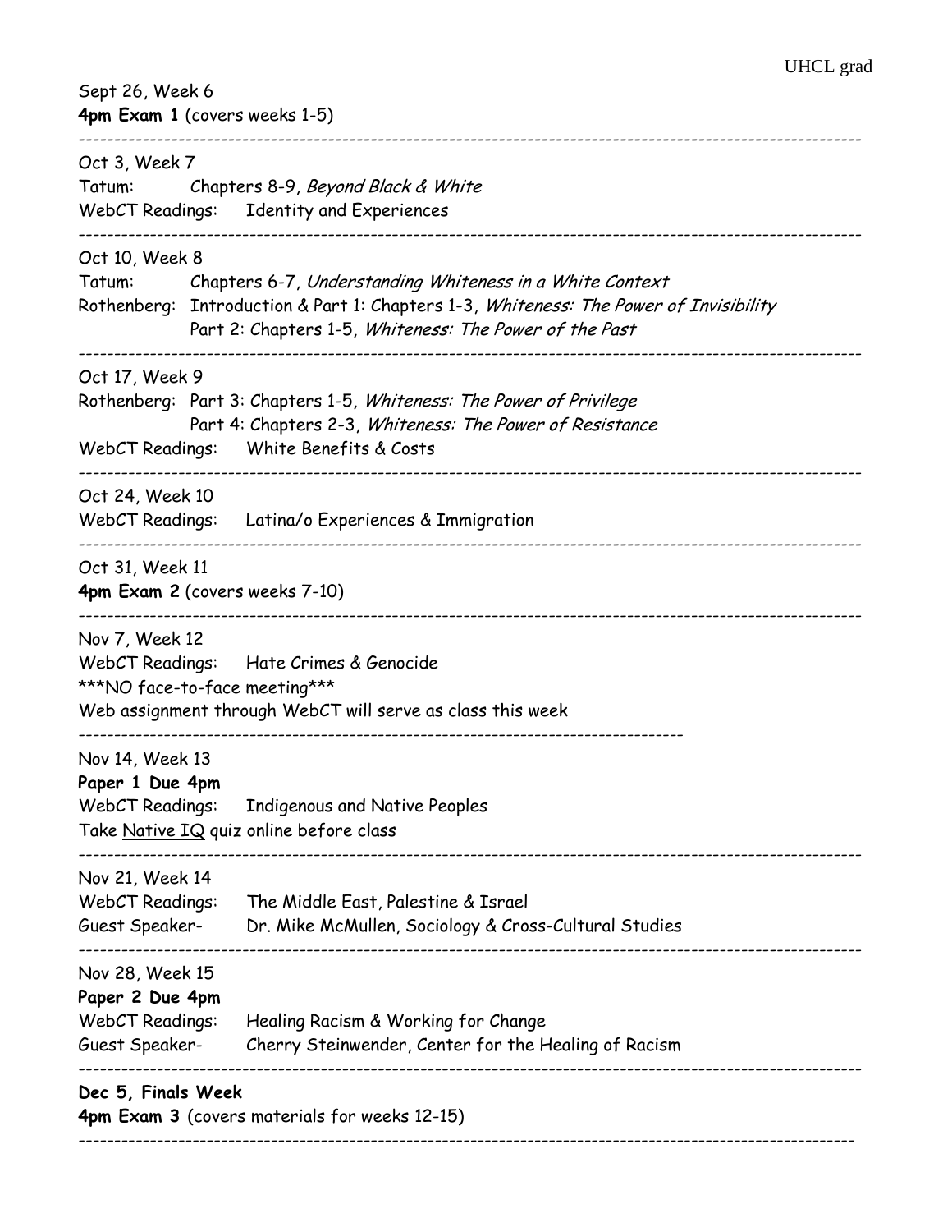Sept 26, Week 6
**4pm Exam 1** (covers weeks 1-5)

---

Oct 3, Week 7
Tatum: Chapters 8-9, *Beyond Black & White*
WebCT Readings: Identity and Experiences

---

Oct 10, Week 8
Tatum: Chapters 6-7, *Understanding Whiteness in a White Context*
Rothenberg: Introduction & Part 1: Chapters 1-3, *Whiteness: The Power of Invisibility*
Part 2: Chapters 1-5, *Whiteness: The Power of the Past*

---

Oct 17, Week 9
Rothenberg: Part 3: Chapters 1-5, *Whiteness: The Power of Privilege*
Part 4: Chapters 2-3, *Whiteness: The Power of Resistance*
WebCT Readings: White Benefits & Costs

---

Oct 24, Week 10
WebCT Readings: Latina/o Experiences & Immigration

---

Oct 31, Week 11
**4pm Exam 2** (covers weeks 7-10)

---

Nov 7, Week 12
WebCT Readings: Hate Crimes & Genocide
***NO face-to-face meeting***
Web assignment through WebCT will serve as class this week

---

Nov 14, Week 13
**Paper 1 Due 4pm**
WebCT Readings: Indigenous and Native Peoples
Take <u>Native IQ</u> quiz online before class

---

Nov 21, Week 14
WebCT Readings: The Middle East, Palestine & Israel
Guest Speaker- Dr. Mike McMullen, Sociology & Cross-Cultural Studies

---

Nov 28, Week 15
**Paper 2 Due 4pm**
WebCT Readings: Healing Racism & Working for Change
Guest Speaker- Cherry Steinwender, Center for the Healing of Racism

---

**Dec 5, Finals Week**
**4pm Exam 3** (covers materials for weeks 12-15)

---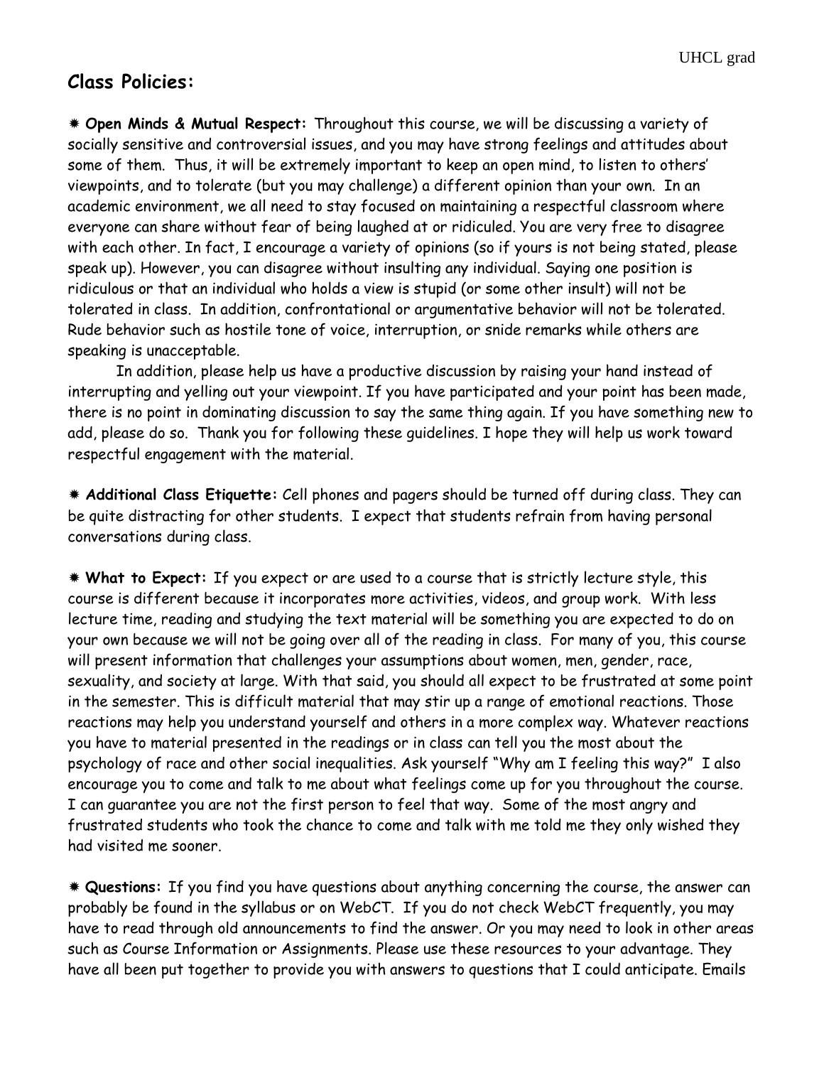## Class Policies:

✷ **Open Minds & Mutual Respect:** Throughout this course, we will be discussing a variety of socially sensitive and controversial issues, and you may have strong feelings and attitudes about some of them. Thus, it will be extremely important to keep an open mind, to listen to others' viewpoints, and to tolerate (but you may challenge) a different opinion than your own. In an academic environment, we all need to stay focused on maintaining a respectful classroom where everyone can share without fear of being laughed at or ridiculed. You are very free to disagree with each other. In fact, I encourage a variety of opinions (so if yours is not being stated, please speak up). However, you can disagree without insulting any individual. Saying one position is ridiculous or that an individual who holds a view is stupid (or some other insult) will not be tolerated in class. In addition, confrontational or argumentative behavior will not be tolerated. Rude behavior such as hostile tone of voice, interruption, or snide remarks while others are speaking is unacceptable.

In addition, please help us have a productive discussion by raising your hand instead of interrupting and yelling out your viewpoint. If you have participated and your point has been made, there is no point in dominating discussion to say the same thing again. If you have something new to add, please do so. Thank you for following these guidelines. I hope they will help us work toward respectful engagement with the material.

✷ **Additional Class Etiquette:** Cell phones and pagers should be turned off during class. They can be quite distracting for other students. I expect that students refrain from having personal conversations during class.

✷ **What to Expect:** If you expect or are used to a course that is strictly lecture style, this course is different because it incorporates more activities, videos, and group work. With less lecture time, reading and studying the text material will be something you are expected to do on your own because we will not be going over all of the reading in class. For many of you, this course will present information that challenges your assumptions about women, men, gender, race, sexuality, and society at large. With that said, you should all expect to be frustrated at some point in the semester. This is difficult material that may stir up a range of emotional reactions. Those reactions may help you understand yourself and others in a more complex way. Whatever reactions you have to material presented in the readings or in class can tell you the most about the psychology of race and other social inequalities. Ask yourself "Why am I feeling this way?" I also encourage you to come and talk to me about what feelings come up for you throughout the course. I can guarantee you are not the first person to feel that way. Some of the most angry and frustrated students who took the chance to come and talk with me told me they only wished they had visited me sooner.

✷ **Questions:** If you find you have questions about anything concerning the course, the answer can probably be found in the syllabus or on WebCT. If you do not check WebCT frequently, you may have to read through old announcements to find the answer. Or you may need to look in other areas such as Course Information or Assignments. Please use these resources to your advantage. They have all been put together to provide you with answers to questions that I could anticipate. Emails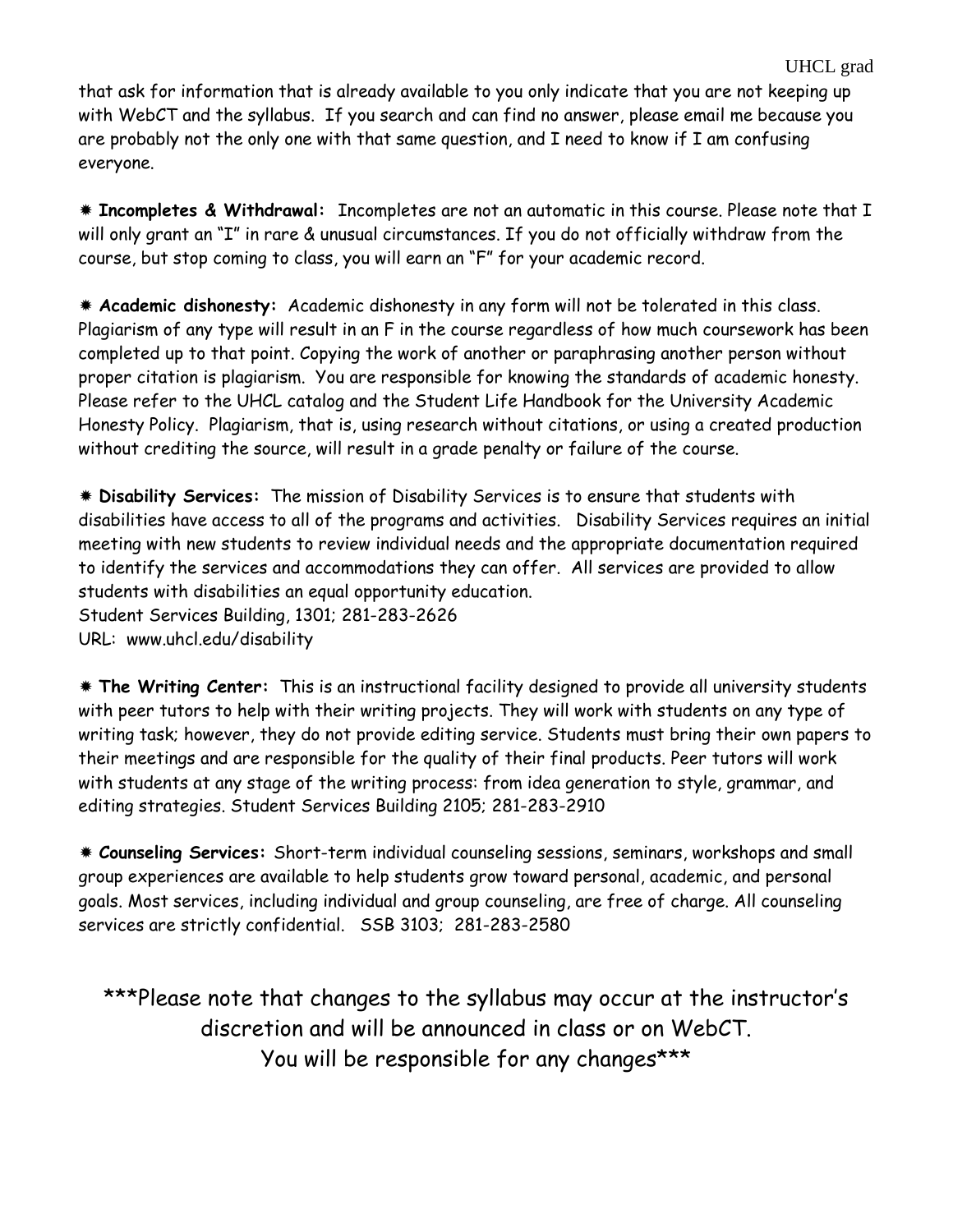that ask for information that is already available to you only indicate that you are not keeping up with WebCT and the syllabus. If you search and can find no answer, please email me because you are probably not the only one with that same question, and I need to know if I am confusing everyone.

* **Incompletes & Withdrawal:** Incompletes are not an automatic in this course. Please note that I will only grant an "I" in rare & unusual circumstances. If you do not officially withdraw from the course, but stop coming to class, you will earn an "F" for your academic record.

* **Academic dishonesty:** Academic dishonesty in any form will not be tolerated in this class. Plagiarism of any type will result in an F in the course regardless of how much coursework has been completed up to that point. Copying the work of another or paraphrasing another person without proper citation is plagiarism. You are responsible for knowing the standards of academic honesty. Please refer to the UHCL catalog and the Student Life Handbook for the University Academic Honesty Policy. Plagiarism, that is, using research without citations, or using a created production without crediting the source, will result in a grade penalty or failure of the course.

* **Disability Services:** The mission of Disability Services is to ensure that students with disabilities have access to all of the programs and activities. Disability Services requires an initial meeting with new students to review individual needs and the appropriate documentation required to identify the services and accommodations they can offer. All services are provided to allow students with disabilities an equal opportunity education.
Student Services Building, 1301; 281-283-2626
URL: www.uhcl.edu/disability

* **The Writing Center:** This is an instructional facility designed to provide all university students with peer tutors to help with their writing projects. They will work with students on any type of writing task; however, they do not provide editing service. Students must bring their own papers to their meetings and are responsible for the quality of their final products. Peer tutors will work with students at any stage of the writing process: from idea generation to style, grammar, and editing strategies. Student Services Building 2105; 281-283-2910

* **Counseling Services:** Short-term individual counseling sessions, seminars, workshops and small group experiences are available to help students grow toward personal, academic, and personal goals. Most services, including individual and group counseling, are free of charge. All counseling services are strictly confidential. SSB 3103; 281-283-2580

***Please note that changes to the syllabus may occur at the instructor's discretion and will be announced in class or on WebCT.
You will be responsible for any changes***